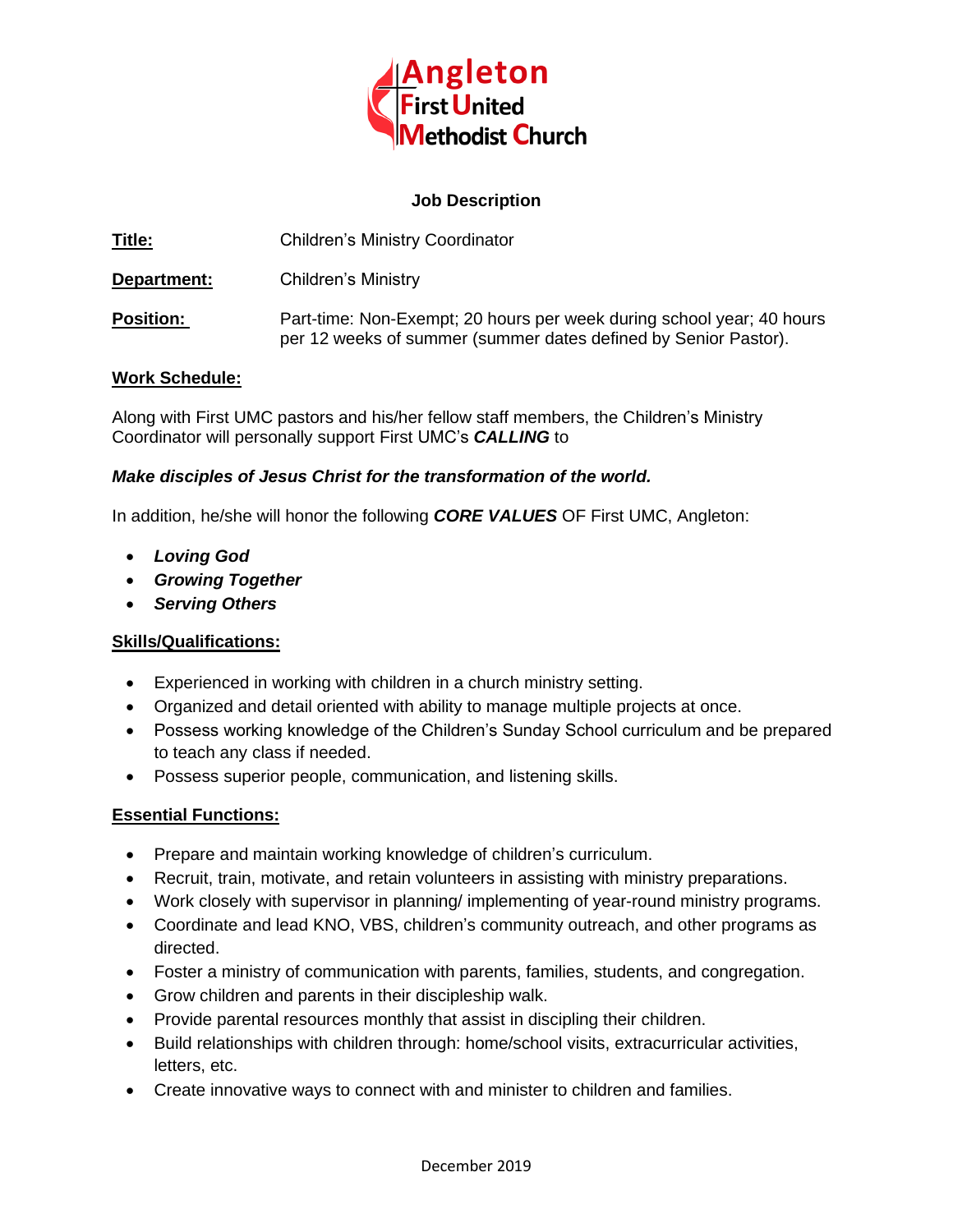# Angleton First United Methodist Church

## Job Description

**Title:** Children's Ministry Coordinator

**Department:** Children's Ministry

**Position:** Part-time: Non-Exempt; 20 hours per week during school year; 40 hours per 12 weeks of summer (summer dates defined by Senior Pastor).

### Work Schedule:

Along with First UMC pastors and his/her fellow staff members, the Children's Ministry Coordinator will personally support First UMC's ***CALLING*** to

***Make disciples of Jesus Christ for the transformation of the world.***

In addition, he/she will honor the following ***CORE VALUES*** OF First UMC, Angleton:

- ***Loving God***
- ***Growing Together***
- ***Serving Others***

### Skills/Qualifications:

- Experienced in working with children in a church ministry setting.
- Organized and detail oriented with ability to manage multiple projects at once.
- Possess working knowledge of the Children's Sunday School curriculum and be prepared to teach any class if needed.
- Possess superior people, communication, and listening skills.

### Essential Functions:

- Prepare and maintain working knowledge of children's curriculum.
- Recruit, train, motivate, and retain volunteers in assisting with ministry preparations.
- Work closely with supervisor in planning/ implementing of year-round ministry programs.
- Coordinate and lead KNO, VBS, children's community outreach, and other programs as directed.
- Foster a ministry of communication with parents, families, students, and congregation.
- Grow children and parents in their discipleship walk.
- Provide parental resources monthly that assist in discipling their children.
- Build relationships with children through: home/school visits, extracurricular activities, letters, etc.
- Create innovative ways to connect with and minister to children and families.

December 2019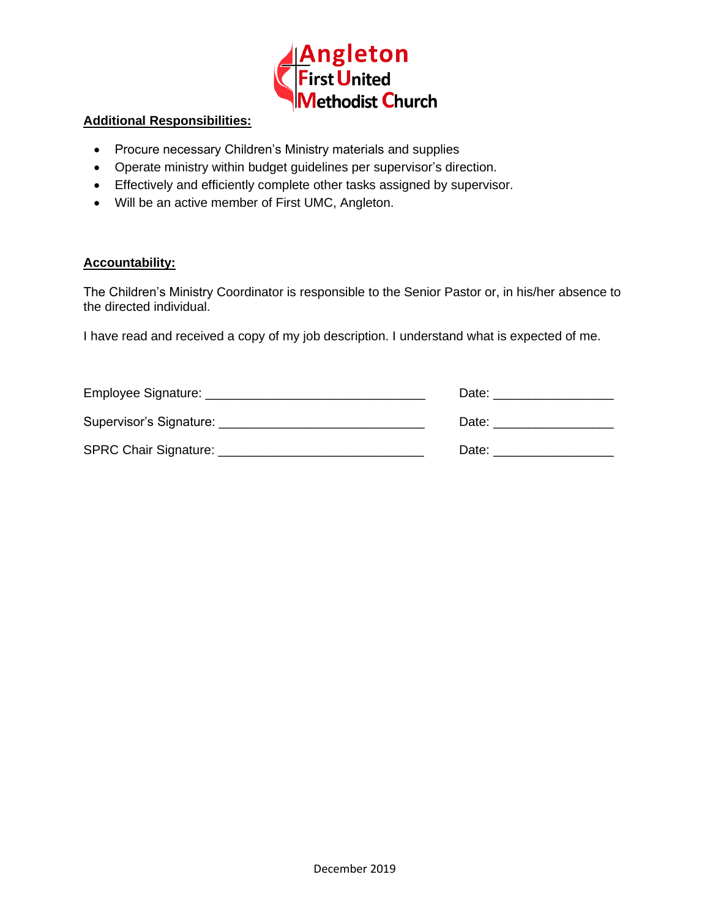Angleton
First United
Methodist Church

**Additional Responsibilities:**

- Procure necessary Children's Ministry materials and supplies
- Operate ministry within budget guidelines per supervisor's direction.
- Effectively and efficiently complete other tasks assigned by supervisor.
- Will be an active member of First UMC, Angleton.

**Accountability:**

The Children's Ministry Coordinator is responsible to the Senior Pastor or, in his/her absence to the directed individual.

I have read and received a copy of my job description. I understand what is expected of me.

Employee Signature: ______________________________ Date: ________________

Supervisor's Signature: ____________________________ Date: ________________

SPRC Chair Signature: ____________________________ Date: ________________

December 2019